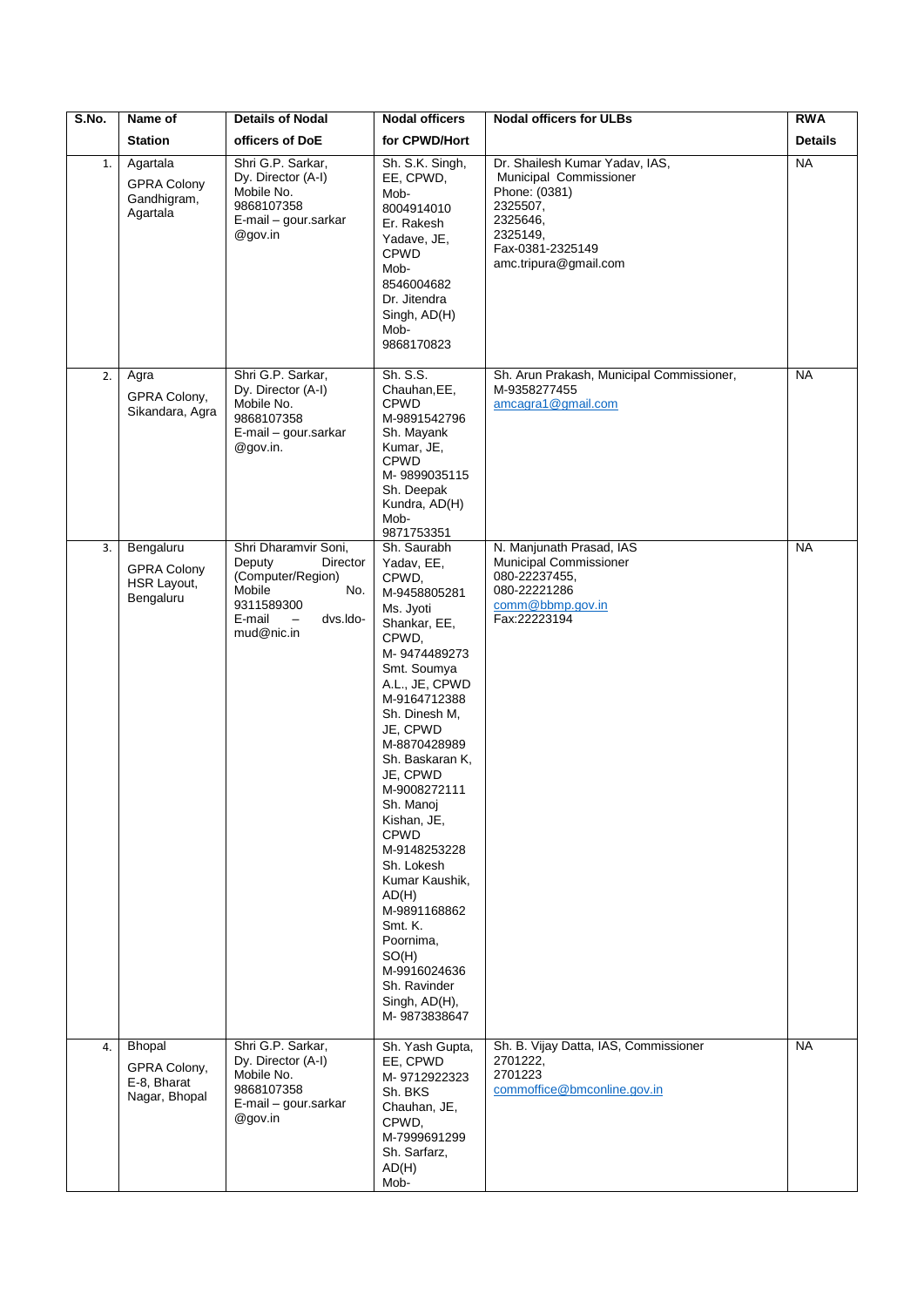| S.No. | Name of Station | Details of Nodal officers of DoE | Nodal officers for CPWD/Hort | Nodal officers for ULBs | RWA Details |
|---|---|---|---|---|---|
| 1. | Agartala GPRA Colony Gandhigram, Agartala | Shri G.P. Sarkar, Dy. Director (A-I) Mobile No. 9868107358 E-mail – gour.sarkar @gov.in | Sh. S.K. Singh, EE, CPWD, Mob- 8004914010 Er. Rakesh Yadave, JE, CPWD Mob- 8546004682 Dr. Jitendra Singh, AD(H) Mob- 9868170823 | Dr. Shailesh Kumar Yadav, IAS, Municipal Commissioner Phone: (0381) 2325507, 2325646, 2325149, Fax-0381-2325149 amc.tripura@gmail.com | NA |
| 2. | Agra GPRA Colony, Sikandara, Agra | Shri G.P. Sarkar, Dy. Director (A-I) Mobile No. 9868107358 E-mail – gour.sarkar @gov.in. | Sh. S.S. Chauhan,EE, CPWD M-9891542796 Sh. Mayank Kumar, JE, CPWD M- 9899035115 Sh. Deepak Kundra, AD(H) Mob- 9871753351 | Sh. Arun Prakash, Municipal Commissioner, M-9358277455 amcagra1@gmail.com | NA |
| 3. | Bengaluru GPRA Colony HSR Layout, Bengaluru | Shri Dharamvir Soni, Deputy Director (Computer/Region) Mobile No. 9311589300 E-mail – dvs.ldo-mud@nic.in | Sh. Saurabh Yadav, EE, CPWD, M-9458805281 Ms. Jyoti Shankar, EE, CPWD, M- 9474489273 Smt. Soumya A.L., JE, CPWD M-9164712388 Sh. Dinesh M, JE, CPWD M-8870428989 Sh. Baskaran K, JE, CPWD M-9008272111 Sh. Manoj Kishan, JE, CPWD M-9148253228 Sh. Lokesh Kumar Kaushik, AD(H) M-9891168862 Smt. K. Poornima, SO(H) M-9916024636 Sh. Ravinder Singh, AD(H), M- 9873838647 | N. Manjunath Prasad, IAS Municipal Commissioner 080-22237455, 080-22221286 comm@bbmp.gov.in Fax:22223194 | NA |
| 4. | Bhopal GPRA Colony, E-8, Bharat Nagar, Bhopal | Shri G.P. Sarkar, Dy. Director (A-I) Mobile No. 9868107358 E-mail – gour.sarkar @gov.in | Sh. Yash Gupta, EE, CPWD M- 9712922323 Sh. BKS Chauhan, JE, CPWD, M-7999691299 Sh. Sarfarz, AD(H) Mob- | Sh. B. Vijay Datta, IAS, Commissioner 2701222, 2701223 commoffice@bmconline.gov.in | NA |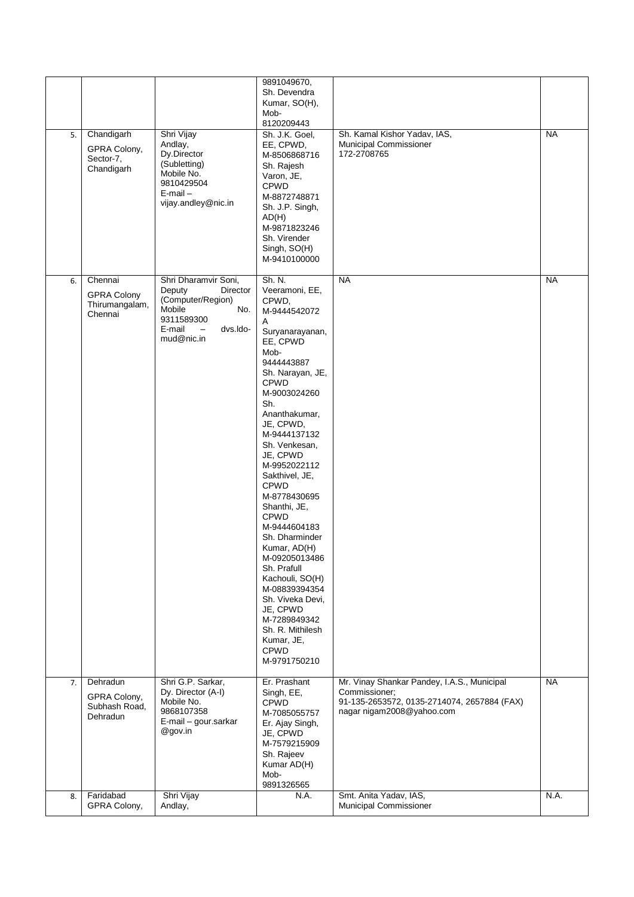| | | | | | |
|---|---|---|---|---|---|
| | | | 9891049670, Sh. Devendra Kumar, SO(H), Mob- 8120209443 | | |
| 5. | Chandigarh GPRA Colony, Sector-7, Chandigarh | Shri Vijay Andlay, Dy.Director (Subletting) Mobile No. 9810429504 E-mail – vijay.andley@nic.in | Sh. J.K. Goel, EE, CPWD, M-8506868716 Sh. Rajesh Varon, JE, CPWD M-8872748871 Sh. J.P. Singh, AD(H) M-9871823246 Sh. Virender Singh, SO(H) M-9410100000 | Sh. Kamal Kishor Yadav, IAS, Municipal Commissioner 172-2708765 | NA |
| 6. | Chennai GPRA Colony Thirumangalam, Chennai | Shri Dharamvir Soni, Deputy Director (Computer/Region) Mobile No. 9311589300 E-mail – dvs.ldo-mud@nic.in | Sh. N. Veeramoni, EE, CPWD, M-9444542072 A Suryanarayanan, EE, CPWD Mob- 9444443887 Sh. Narayan, JE, CPWD M-9003024260 Sh. Ananthakumar, JE, CPWD, M-9444137132 Sh. Venkesan, JE, CPWD M-9952022112 Sakthivel, JE, CPWD M-8778430695 Shanthi, JE, CPWD M-9444604183 Sh. Dharminder Kumar, AD(H) M-09205013486 Sh. Prafull Kachouli, SO(H) M-08839394354 Sh. Viveka Devi, JE, CPWD M-7289849342 Sh. R. Mithilesh Kumar, JE, CPWD M-9791750210 | NA | NA |
| 7. | Dehradun GPRA Colony, Subhash Road, Dehradun | Shri G.P. Sarkar, Dy. Director (A-I) Mobile No. 9868107358 E-mail – gour.sarkar @gov.in | Er. Prashant Singh, EE, CPWD M-7085055757 Er. Ajay Singh, JE, CPWD M-7579215909 Sh. Rajeev Kumar AD(H) Mob- 9891326565 | Mr. Vinay Shankar Pandey, I.A.S., Municipal Commissioner; 91-135-2653572, 0135-2714074, 2657884 (FAX) nagar nigam2008@yahoo.com | NA |
| 8. | Faridabad GPRA Colony, | Shri Vijay Andlay, | N.A. | Smt. Anita Yadav, IAS, Municipal Commissioner | N.A. |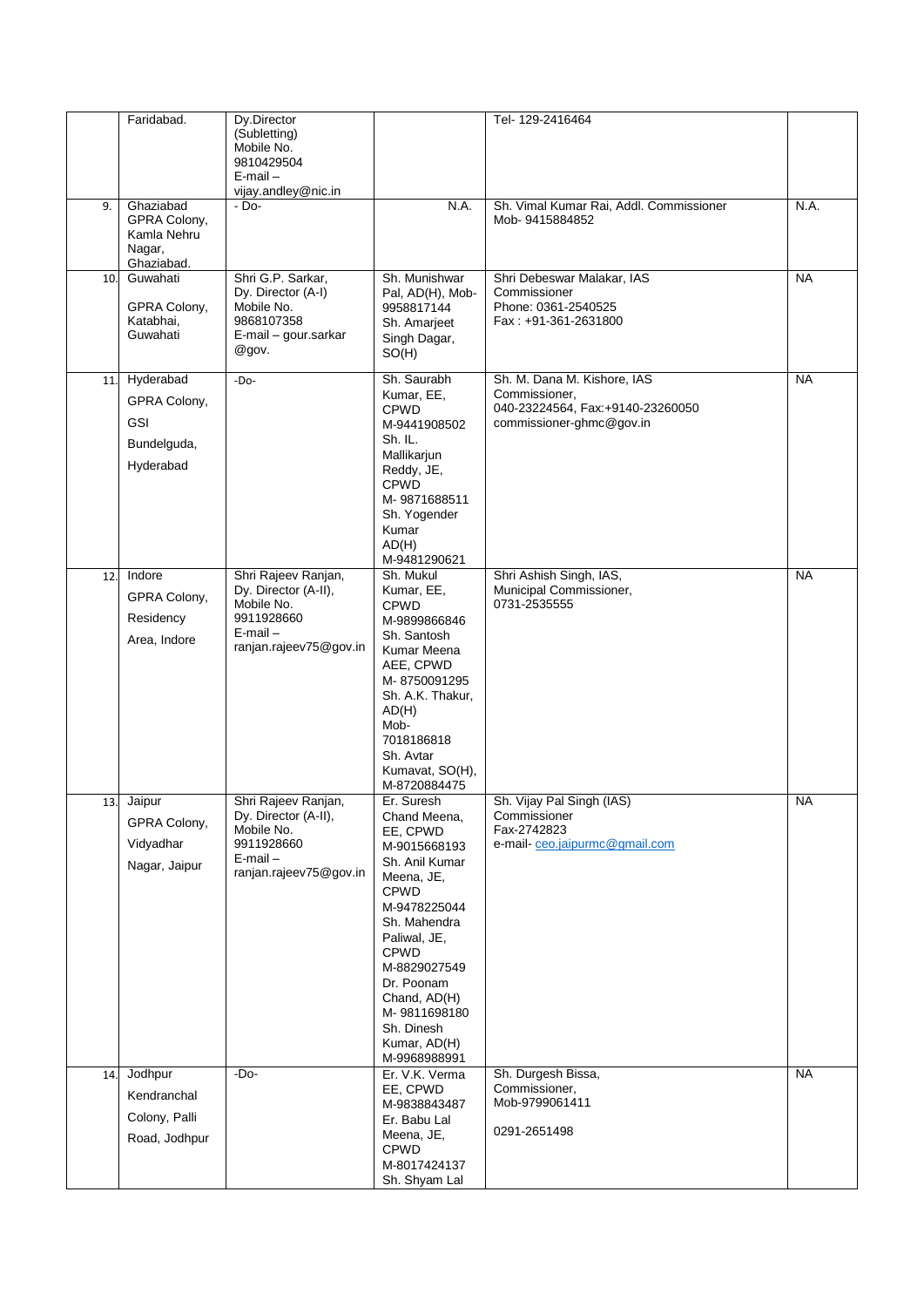|  | Faridabad. | Dy.Director (Subletting) Mobile No. 9810429504 E-mail – vijay.andley@nic.in |  | Tel- 129-2416464 |  |
|---|---|---|---|---|---|
| 9. | Ghaziabad GPRA Colony, Kamla Nehru Nagar, Ghaziabad. | - Do- | N.A. | Sh. Vimal Kumar Rai, Addl. Commissioner Mob- 9415884852 | N.A. |
| 10. | Guwahati GPRA Colony, Katabhai, Guwahati | Shri G.P. Sarkar, Dy. Director (A-I) Mobile No. 9868107358 E-mail – gour.sarkar @gov. | Sh. Munishwar Pal, AD(H), Mob-9958817144 Sh. Amarjeet Singh Dagar, SO(H) | Shri Debeswar Malakar, IAS Commissioner Phone: 0361-2540525 Fax : +91-361-2631800 | NA |
| 11. | Hyderabad GPRA Colony, GSI Bundelguda, Hyderabad | -Do- | Sh. Saurabh Kumar, EE, CPWD M-9441908502 Sh. IL. Mallikarjun Reddy, JE, CPWD M- 9871688511 Sh. Yogender Kumar AD(H) M-9481290621 | Sh. M. Dana M. Kishore, IAS Commissioner, 040-23224564, Fax:+9140-23260050 commissioner-ghmc@gov.in | NA |
| 12. | Indore GPRA Colony, Residency Area, Indore | Shri Rajeev Ranjan, Dy. Director (A-II), Mobile No. 9911928660 E-mail – ranjan.rajeev75@gov.in | Sh. Mukul Kumar, EE, CPWD M-9899866846 Sh. Santosh Kumar Meena AEE, CPWD M- 8750091295 Sh. A.K. Thakur, AD(H) Mob-7018186818 Sh. Avtar Kumavat, SO(H), M-8720884475 | Shri Ashish Singh, IAS, Municipal Commissioner, 0731-2535555 | NA |
| 13. | Jaipur GPRA Colony, Vidyadhar Nagar, Jaipur | Shri Rajeev Ranjan, Dy. Director (A-II), Mobile No. 9911928660 E-mail – ranjan.rajeev75@gov.in | Er. Suresh Chand Meena, EE, CPWD M-9015668193 Sh. Anil Kumar Meena, JE, CPWD M-9478225044 Sh. Mahendra Paliwal, JE, CPWD M-8829027549 Dr. Poonam Chand, AD(H) M- 9811698180 Sh. Dinesh Kumar, AD(H) M-9968988991 | Sh. Vijay Pal Singh (IAS) Commissioner Fax-2742823 e-mail- ceo.jaipurmc@gmail.com | NA |
| 14. | Jodhpur Kendranchal Colony, Palli Road, Jodhpur | -Do- | Er. V.K. Verma EE, CPWD M-9838843487 Er. Babu Lal Meena, JE, CPWD M-8017424137 Sh. Shyam Lal | Sh. Durgesh Bissa, Commissioner, Mob-9799061411 0291-2651498 | NA |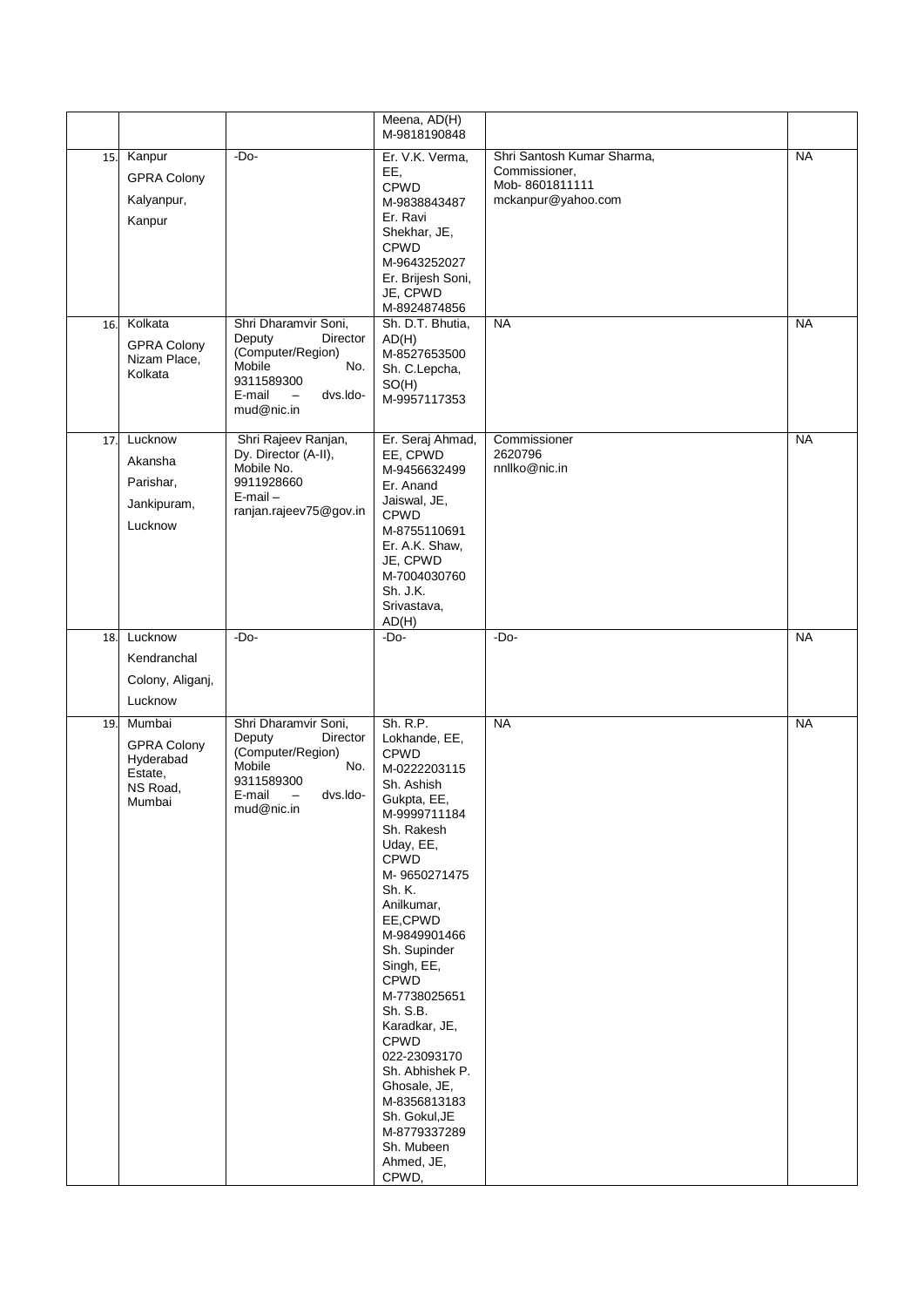| | | | Meena, AD(H) M-9818190848 | | |
|---|---|---|---|---|---|
| 15. | Kanpur GPRA Colony Kalyanpur, Kanpur | -Do- | Er. V.K. Verma, EE, CPWD M-9838843487 Er. Ravi Shekhar, JE, CPWD M-9643252027 Er. Brijesh Soni, JE, CPWD M-8924874856 | Shri Santosh Kumar Sharma, Commissioner, Mob- 8601811111 mckanpur@yahoo.com | NA |
| 16. | Kolkata GPRA Colony Nizam Place, Kolkata | Shri Dharamvir Soni, Deputy Director (Computer/Region) Mobile No. 9311589300 E-mail – dvs.ldo-mud@nic.in | Sh. D.T. Bhutia, AD(H) M-8527653500 Sh. C.Lepcha, SO(H) M-9957117353 | NA | NA |
| 17. | Lucknow Akansha Parishar, Jankipuram, Lucknow | Shri Rajeev Ranjan, Dy. Director (A-II), Mobile No. 9911928660 E-mail – ranjan.rajeev75@gov.in | Er. Seraj Ahmad, EE, CPWD M-9456632499 Er. Anand Jaiswal, JE, CPWD M-8755110691 Er. A.K. Shaw, JE, CPWD M-7004030760 Sh. J.K. Srivastava, AD(H) | Commissioner 2620796 nnllko@nic.in | NA |
| 18. | Lucknow Kendranchal Colony, Aliganj, Lucknow | -Do- | -Do- | -Do- | NA |
| 19. | Mumbai GPRA Colony Hyderabad Estate, NS Road, Mumbai | Shri Dharamvir Soni, Deputy Director (Computer/Region) Mobile No. 9311589300 E-mail – dvs.ldo-mud@nic.in | Sh. R.P. Lokhande, EE, CPWD M-0222203115 Sh. Ashish Gukpta, EE, M-9999711184 Sh. Rakesh Uday, EE, CPWD M- 9650271475 Sh. K. Anilkumar, EE,CPWD M-9849901466 Sh. Supinder Singh, EE, CPWD M-7738025651 Sh. S.B. Karadkar, JE, CPWD 022-23093170 Sh. Abhishek P. Ghosale, JE, M-8356813183 Sh. Gokul,JE M-8779337289 Sh. Mubeen Ahmed, JE, CPWD, | NA | NA |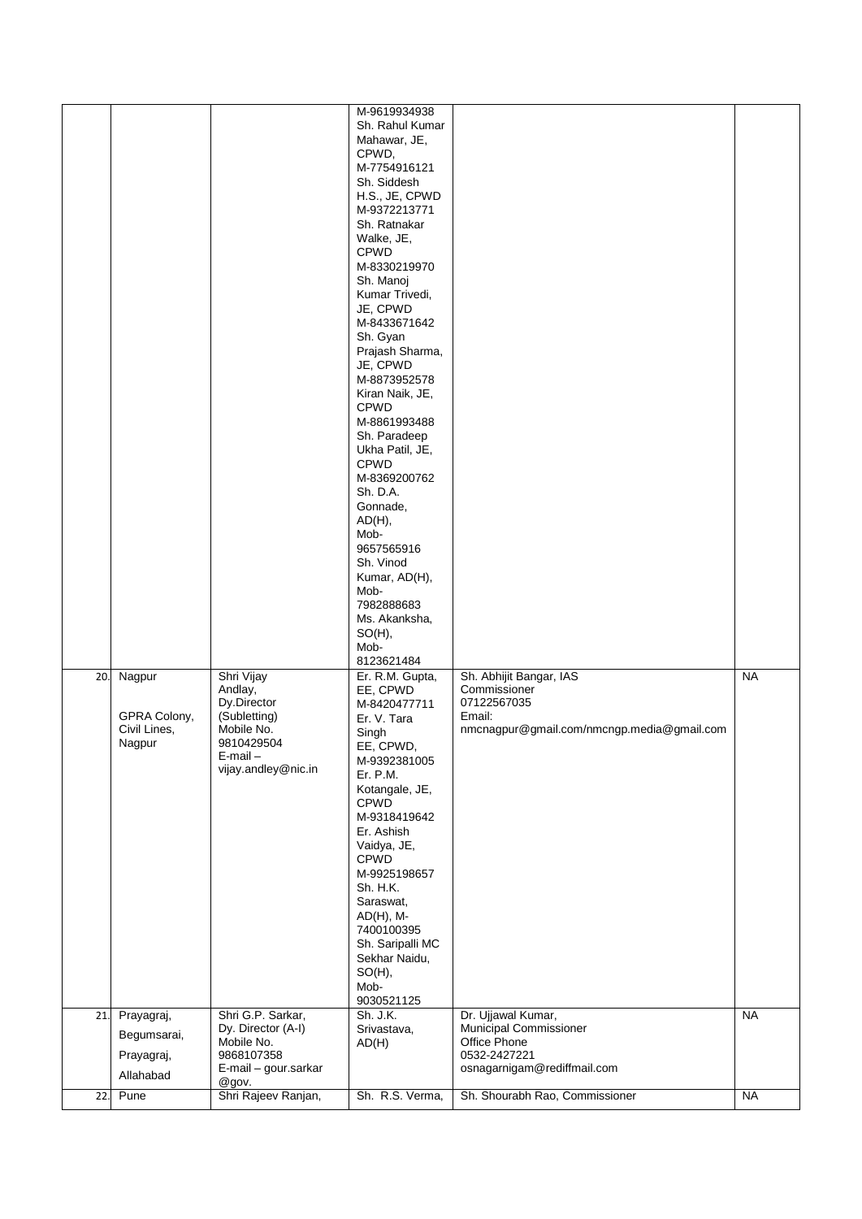| | | | | | |
|---|---|---|---|---|---|
| | | | M-9619934938 Sh. Rahul Kumar Mahawar, JE, CPWD, M-7754916121 Sh. Siddesh H.S., JE, CPWD M-9372213771 Sh. Ratnakar Walke, JE, CPWD M-8330219970 Sh. Manoj Kumar Trivedi, JE, CPWD M-8433671642 Sh. Gyan Prajash Sharma, JE, CPWD M-8873952578 Kiran Naik, JE, CPWD M-8861993488 Sh. Paradeep Ukha Patil, JE, CPWD M-8369200762 Sh. D.A. Gonnade, AD(H), Mob- 9657565916 Sh. Vinod Kumar, AD(H), Mob- 7982888683 Ms. Akanksha, SO(H), Mob- 8123621484 | | |
| 20. | Nagpur<br><br>GPRA Colony, Civil Lines, Nagpur | Shri Vijay Andlay, Dy.Director (Subletting) Mobile No. 9810429504 E-mail – vijay.andley@nic.in | Er. R.M. Gupta, EE, CPWD M-8420477711 Er. V. Tara Singh EE, CPWD, M-9392381005 Er. P.M. Kotangale, JE, CPWD M-9318419642 Er. Ashish Vaidya, JE, CPWD M-9925198657 Sh. H.K. Saraswat, AD(H), M- 7400100395 Sh. Saripalli MC Sekhar Naidu, SO(H), Mob- 9030521125 | Sh. Abhijit Bangar, IAS Commissioner 07122567035 Email: nmcnagpur@gmail.com/nmcngp.media@gmail.com | NA |
| 21. | Prayagraj,<br>Begumsarai,<br>Prayagraj,<br>Allahabad | Shri G.P. Sarkar, Dy. Director (A-I) Mobile No. 9868107358 E-mail – gour.sarkar @gov. | Sh. J.K. Srivastava, AD(H) | Dr. Ujjawal Kumar, Municipal Commissioner Office Phone 0532-2427221 osnagarnigam@rediffmail.com | NA |
| 22. | Pune | Shri Rajeev Ranjan, | Sh. R.S. Verma, | Sh. Shourabh Rao, Commissioner | NA |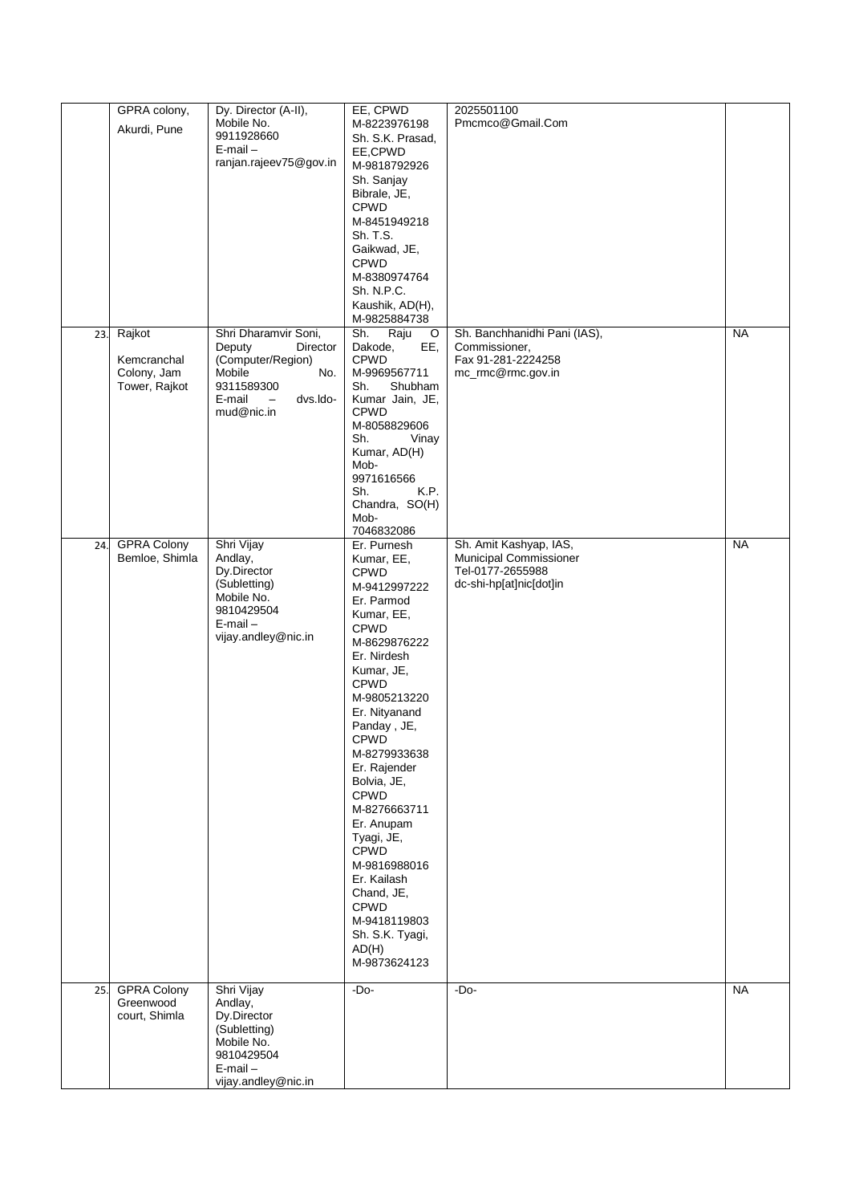|  |  |  |  |  |  |
|---|---|---|---|---|---|
|  | GPRA colony, Akurdi, Pune | Dy. Director (A-II), Mobile No. 9911928660 E-mail – ranjan.rajeev75@gov.in | EE, CPWD M-8223976198 Sh. S.K. Prasad, EE,CPWD M-9818792926 Sh. Sanjay Bibrale, JE, CPWD M-8451949218 Sh. T.S. Gaikwad, JE, CPWD M-8380974764 Sh. N.P.C. Kaushik, AD(H), M-9825884738 | 2025501100 Pmcmco@Gmail.Com |  |
| 23. | Rajkot Kemcranchal Colony, Jam Tower, Rajkot | Shri Dharamvir Soni, Deputy Director (Computer/Region) Mobile No. 9311589300 E-mail – dvs.ldo-mud@nic.in | Sh. Raju O Dakode, EE, CPWD M-9969567711 Sh. Shubham Kumar Jain, JE, CPWD M-8058829606 Sh. Vinay Kumar, AD(H) Mob- 9971616566 Sh. K.P. Chandra, SO(H) Mob- 7046832086 | Sh. Banchhanidhi Pani (IAS), Commissioner, Fax 91-281-2224258 mc_rmc@rmc.gov.in | NA |
| 24. | GPRA Colony Bemloe, Shimla | Shri Vijay Andlay, Dy.Director (Subletting) Mobile No. 9810429504 E-mail – vijay.andley@nic.in | Er. Purnesh Kumar, EE, CPWD M-9412997222 Er. Parmod Kumar, EE, CPWD M-8629876222 Er. Nirdesh Kumar, JE, CPWD M-9805213220 Er. Nityanand Panday , JE, CPWD M-8279933638 Er. Rajender Bolvia, JE, CPWD M-8276663711 Er. Anupam Tyagi, JE, CPWD M-9816988016 Er. Kailash Chand, JE, CPWD M-9418119803 Sh. S.K. Tyagi, AD(H) M-9873624123 | Sh. Amit Kashyap, IAS, Municipal Commissioner Tel-0177-2655988 dc-shi-hp[at]nic[dot]in | NA |
| 25. | GPRA Colony Greenwood court, Shimla | Shri Vijay Andlay, Dy.Director (Subletting) Mobile No. 9810429504 E-mail – vijay.andley@nic.in | -Do- | -Do- | NA |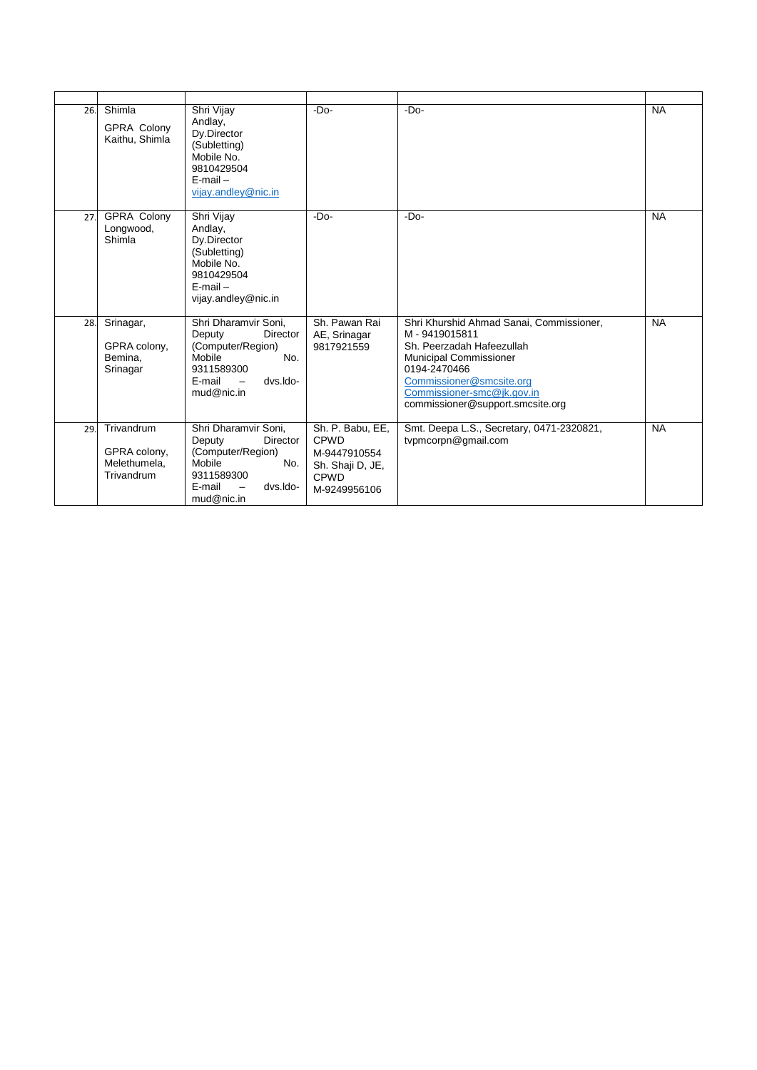| | | | | | |
|---|---|---|---|---|---|
| 26. | Shimla<br><br>GPRA Colony Kaithu, Shimla | Shri Vijay Andlay, Dy.Director (Subletting) Mobile No. 9810429504 E-mail – vijay.andley@nic.in | -Do- | -Do- | NA |
| 27. | GPRA Colony Longwood, Shimla | Shri Vijay Andlay, Dy.Director (Subletting) Mobile No. 9810429504 E-mail – vijay.andley@nic.in | -Do- | -Do- | NA |
| 28. | Srinagar,<br><br>GPRA colony, Bemina, Srinagar | Shri Dharamvir Soni, Deputy Director (Computer/Region) Mobile No. 9311589300 E-mail – dvs.ldo-mud@nic.in | Sh. Pawan Rai AE, Srinagar 9817921559 | Shri Khurshid Ahmad Sanai, Commissioner, M - 9419015811<br>Sh. Peerzadah Hafeezullah<br>Municipal Commissioner<br>0194-2470466<br>Commissioner@smcsite.org<br>Commissioner-smc@jk.gov.in<br>commissioner@support.smcsite.org | NA |
| 29. | Trivandrum<br><br>GPRA colony, Melethumela, Trivandrum | Shri Dharamvir Soni, Deputy Director (Computer/Region) Mobile No. 9311589300 E-mail – dvs.ldo-mud@nic.in | Sh. P. Babu, EE, CPWD M-9447910554<br>Sh. Shaji D, JE, CPWD M-9249956106 | Smt. Deepa L.S., Secretary, 0471-2320821, tvpmcorpn@gmail.com | NA |